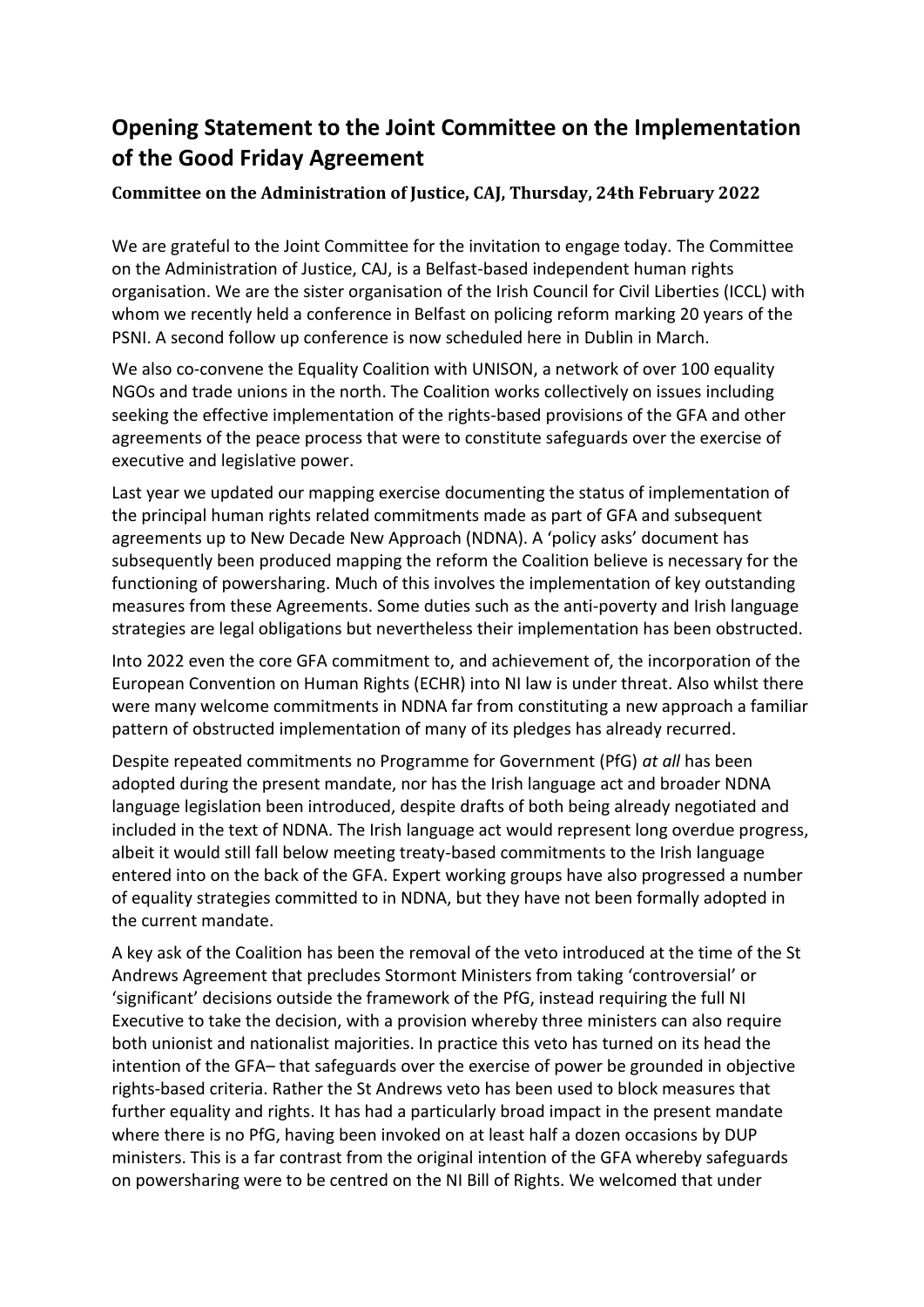# Opening Statement to the Joint Committee on the Implementation of the Good Friday Agreement

### Committee on the Administration of Justice, CAJ, Thursday, 24th February 2022

We are grateful to the Joint Committee for the invitation to engage today. The Committee on the Administration of Justice, CAJ, is a Belfast-based independent human rights organisation. We are the sister organisation of the Irish Council for Civil Liberties (ICCL) with whom we recently held a conference in Belfast on policing reform marking 20 years of the PSNI. A second follow up conference is now scheduled here in Dublin in March.

We also co-convene the Equality Coalition with UNISON, a network of over 100 equality NGOs and trade unions in the north. The Coalition works collectively on issues including seeking the effective implementation of the rights-based provisions of the GFA and other agreements of the peace process that were to constitute safeguards over the exercise of executive and legislative power.

Last year we updated our mapping exercise documenting the status of implementation of the principal human rights related commitments made as part of GFA and subsequent agreements up to New Decade New Approach (NDNA). A 'policy asks' document has subsequently been produced mapping the reform the Coalition believe is necessary for the functioning of powersharing. Much of this involves the implementation of key outstanding measures from these Agreements. Some duties such as the anti-poverty and Irish language strategies are legal obligations but nevertheless their implementation has been obstructed.

Into 2022 even the core GFA commitment to, and achievement of, the incorporation of the European Convention on Human Rights (ECHR) into NI law is under threat. Also whilst there were many welcome commitments in NDNA far from constituting a new approach a familiar pattern of obstructed implementation of many of its pledges has already recurred.

Despite repeated commitments no Programme for Government (PfG) *at all* has been adopted during the present mandate, nor has the Irish language act and broader NDNA language legislation been introduced, despite drafts of both being already negotiated and included in the text of NDNA. The Irish language act would represent long overdue progress, albeit it would still fall below meeting treaty-based commitments to the Irish language entered into on the back of the GFA. Expert working groups have also progressed a number of equality strategies committed to in NDNA, but they have not been formally adopted in the current mandate.

A key ask of the Coalition has been the removal of the veto introduced at the time of the St Andrews Agreement that precludes Stormont Ministers from taking 'controversial' or 'significant' decisions outside the framework of the PfG, instead requiring the full NI Executive to take the decision, with a provision whereby three ministers can also require both unionist and nationalist majorities. In practice this veto has turned on its head the intention of the GFA– that safeguards over the exercise of power be grounded in objective rights-based criteria. Rather the St Andrews veto has been used to block measures that further equality and rights. It has had a particularly broad impact in the present mandate where there is no PfG, having been invoked on at least half a dozen occasions by DUP ministers. This is a far contrast from the original intention of the GFA whereby safeguards on powersharing were to be centred on the NI Bill of Rights. We welcomed that under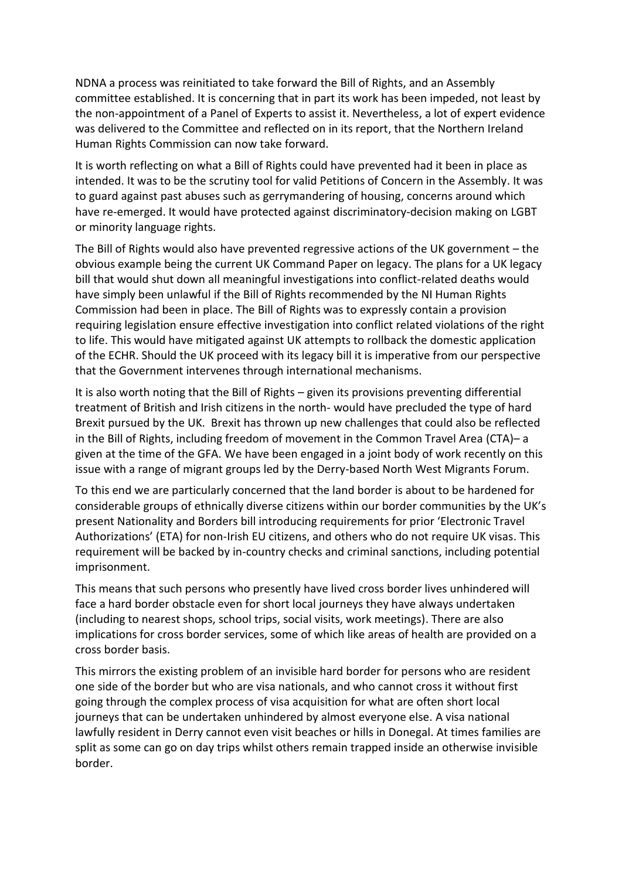NDNA a process was reinitiated to take forward the Bill of Rights, and an Assembly committee established. It is concerning that in part its work has been impeded, not least by the non-appointment of a Panel of Experts to assist it. Nevertheless, a lot of expert evidence was delivered to the Committee and reflected on in its report, that the Northern Ireland Human Rights Commission can now take forward.

It is worth reflecting on what a Bill of Rights could have prevented had it been in place as intended. It was to be the scrutiny tool for valid Petitions of Concern in the Assembly. It was to guard against past abuses such as gerrymandering of housing, concerns around which have re-emerged. It would have protected against discriminatory-decision making on LGBT or minority language rights.

The Bill of Rights would also have prevented regressive actions of the UK government – the obvious example being the current UK Command Paper on legacy. The plans for a UK legacy bill that would shut down all meaningful investigations into conflict-related deaths would have simply been unlawful if the Bill of Rights recommended by the NI Human Rights Commission had been in place. The Bill of Rights was to expressly contain a provision requiring legislation ensure effective investigation into conflict related violations of the right to life. This would have mitigated against UK attempts to rollback the domestic application of the ECHR. Should the UK proceed with its legacy bill it is imperative from our perspective that the Government intervenes through international mechanisms.

It is also worth noting that the Bill of Rights – given its provisions preventing differential treatment of British and Irish citizens in the north- would have precluded the type of hard Brexit pursued by the UK. Brexit has thrown up new challenges that could also be reflected in the Bill of Rights, including freedom of movement in the Common Travel Area (CTA)– a given at the time of the GFA. We have been engaged in a joint body of work recently on this issue with a range of migrant groups led by the Derry-based North West Migrants Forum.

To this end we are particularly concerned that the land border is about to be hardened for considerable groups of ethnically diverse citizens within our border communities by the UK's present Nationality and Borders bill introducing requirements for prior 'Electronic Travel Authorizations' (ETA) for non-Irish EU citizens, and others who do not require UK visas. This requirement will be backed by in-country checks and criminal sanctions, including potential imprisonment.

This means that such persons who presently have lived cross border lives unhindered will face a hard border obstacle even for short local journeys they have always undertaken (including to nearest shops, school trips, social visits, work meetings). There are also implications for cross border services, some of which like areas of health are provided on a cross border basis.

This mirrors the existing problem of an invisible hard border for persons who are resident one side of the border but who are visa nationals, and who cannot cross it without first going through the complex process of visa acquisition for what are often short local journeys that can be undertaken unhindered by almost everyone else. A visa national lawfully resident in Derry cannot even visit beaches or hills in Donegal. At times families are split as some can go on day trips whilst others remain trapped inside an otherwise invisible border.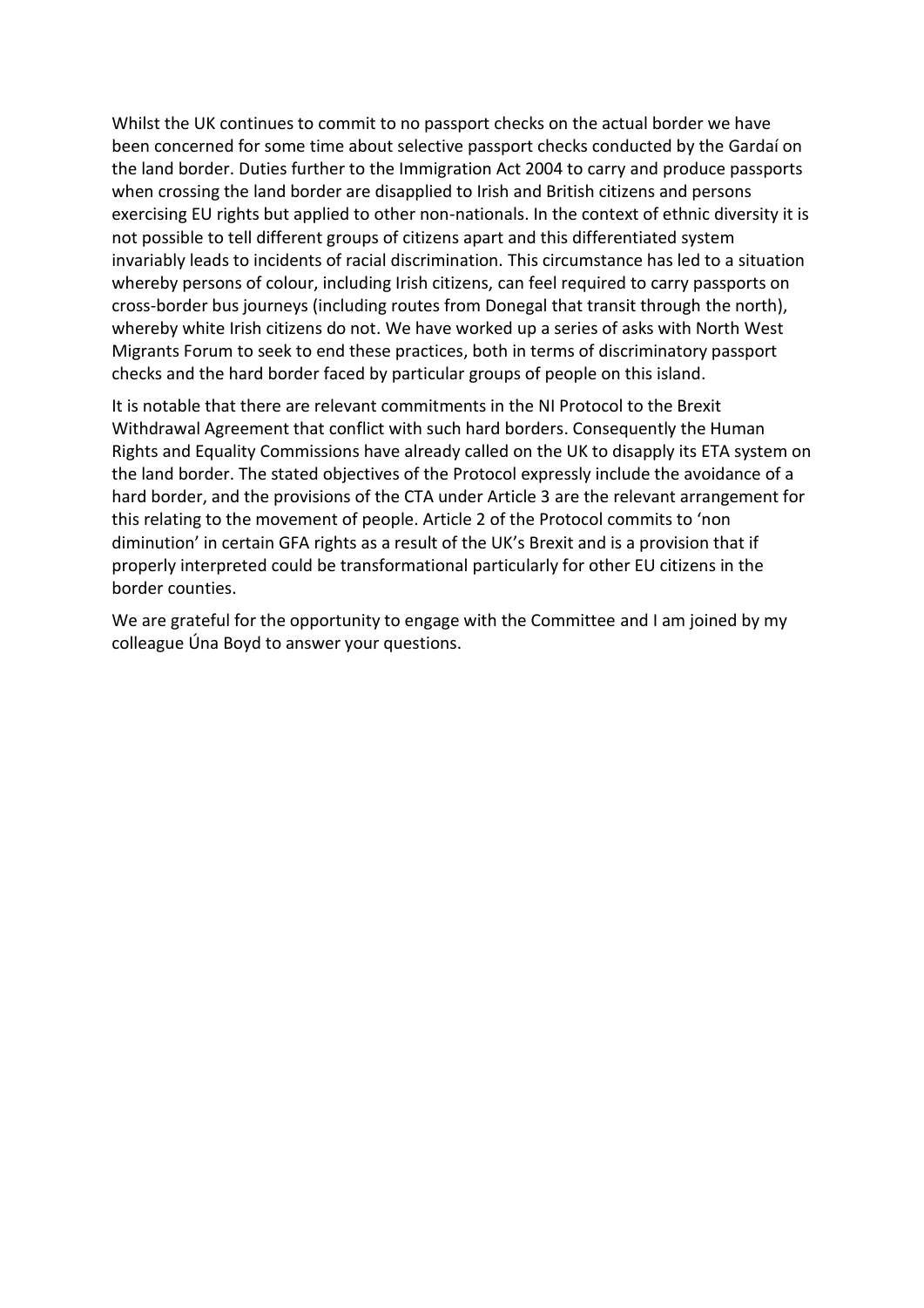Whilst the UK continues to commit to no passport checks on the actual border we have been concerned for some time about selective passport checks conducted by the Gardaí on the land border. Duties further to the Immigration Act 2004 to carry and produce passports when crossing the land border are disapplied to Irish and British citizens and persons exercising EU rights but applied to other non-nationals. In the context of ethnic diversity it is not possible to tell different groups of citizens apart and this differentiated system invariably leads to incidents of racial discrimination. This circumstance has led to a situation whereby persons of colour, including Irish citizens, can feel required to carry passports on cross-border bus journeys (including routes from Donegal that transit through the north), whereby white Irish citizens do not. We have worked up a series of asks with North West Migrants Forum to seek to end these practices, both in terms of discriminatory passport checks and the hard border faced by particular groups of people on this island.

It is notable that there are relevant commitments in the NI Protocol to the Brexit Withdrawal Agreement that conflict with such hard borders. Consequently the Human Rights and Equality Commissions have already called on the UK to disapply its ETA system on the land border. The stated objectives of the Protocol expressly include the avoidance of a hard border, and the provisions of the CTA under Article 3 are the relevant arrangement for this relating to the movement of people. Article 2 of the Protocol commits to 'non diminution' in certain GFA rights as a result of the UK's Brexit and is a provision that if properly interpreted could be transformational particularly for other EU citizens in the border counties.

We are grateful for the opportunity to engage with the Committee and I am joined by my colleague Úna Boyd to answer your questions.